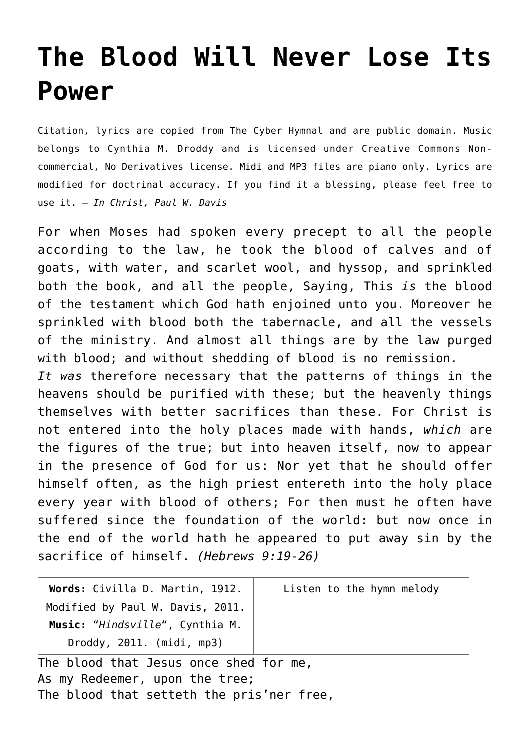# The Blood Will Never Lose Its Power

Citation, lyrics are copied from The Cyber Hymnal and are public domain. Music belongs to Cynthia M. Droddy and is licensed under Creative Commons Non-commercial, No Derivatives license. Midi and MP3 files are piano only. Lyrics are modified for doctrinal accuracy. If you find it a blessing, please feel free to use it. – *In Christ, Paul W. Davis*

For when Moses had spoken every precept to all the people according to the law, he took the blood of calves and of goats, with water, and scarlet wool, and hyssop, and sprinkled both the book, and all the people, Saying, This *is* the blood of the testament which God hath enjoined unto you. Moreover he sprinkled with blood both the tabernacle, and all the vessels of the ministry. And almost all things are by the law purged with blood; and without shedding of blood is no remission.
*It was* therefore necessary that the patterns of things in the heavens should be purified with these; but the heavenly things themselves with better sacrifices than these. For Christ is not entered into the holy places made with hands, *which* are the figures of the true; but into heaven itself, now to appear in the presence of God for us: Nor yet that he should offer himself often, as the high priest entereth into the holy place every year with blood of others; For then must he often have suffered since the foundation of the world: but now once in the end of the world hath he appeared to put away sin by the sacrifice of himself. *(Hebrews 9:19-26)*

| **Words:** Civilla D. Martin, 1912. Modified by Paul W. Davis, 2011. **Music:** "*Hindsville*", Cynthia M. Droddy, 2011. (midi, mp3) | Listen to the hymn melody |
|---|---|

The blood that Jesus once shed for me,
As my Redeemer, upon the tree;
The blood that setteth the pris'ner free,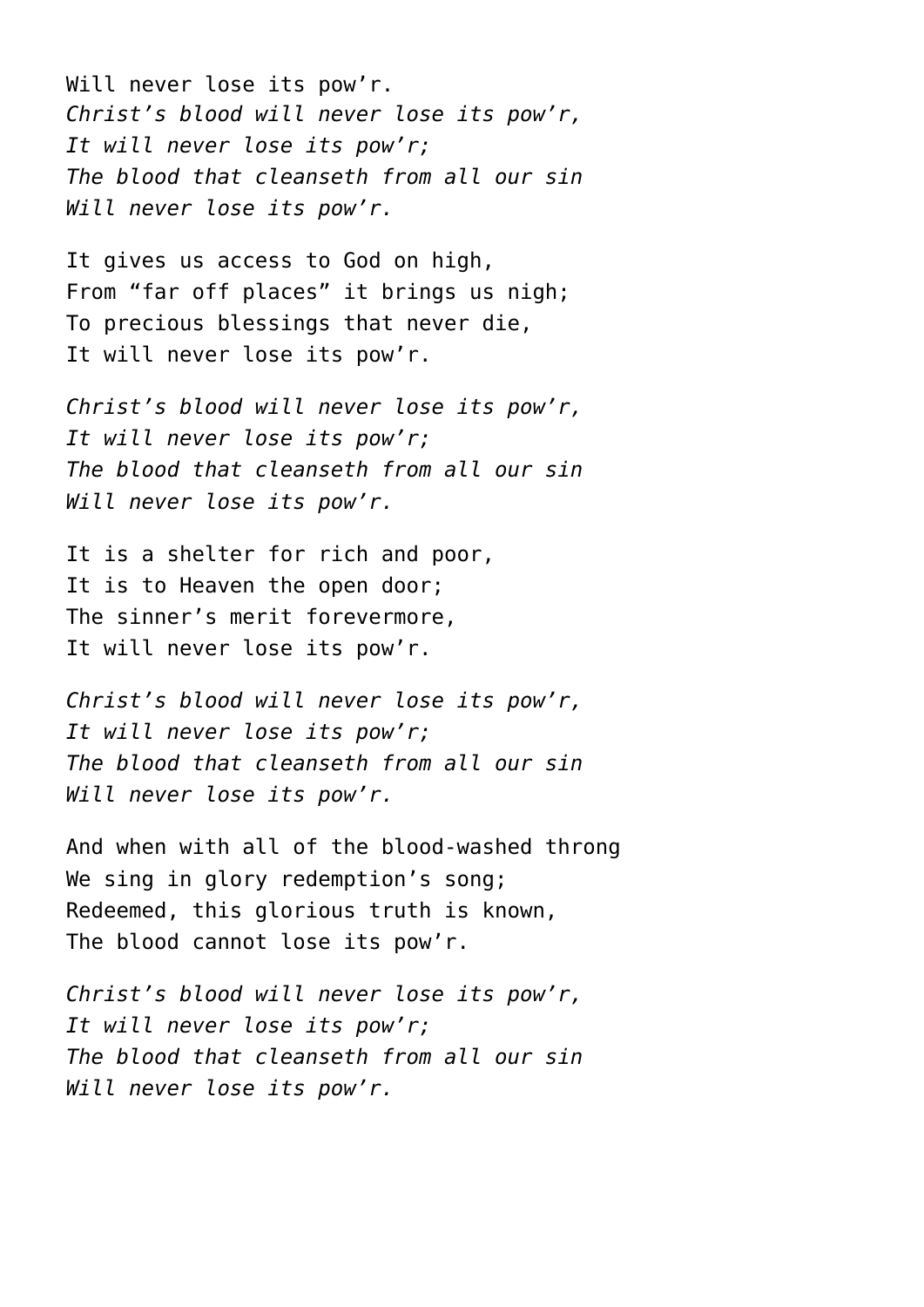Will never lose its pow'r.
*Christ's blood will never lose its pow'r,*
*It will never lose its pow'r;*
*The blood that cleanseth from all our sin*
*Will never lose its pow'r.*

It gives us access to God on high,
From "far off places" it brings us nigh;
To precious blessings that never die,
It will never lose its pow'r.

*Christ's blood will never lose its pow'r,*
*It will never lose its pow'r;*
*The blood that cleanseth from all our sin*
*Will never lose its pow'r.*

It is a shelter for rich and poor,
It is to Heaven the open door;
The sinner's merit forevermore,
It will never lose its pow'r.

*Christ's blood will never lose its pow'r,*
*It will never lose its pow'r;*
*The blood that cleanseth from all our sin*
*Will never lose its pow'r.*

And when with all of the blood-washed throng
We sing in glory redemption's song;
Redeemed, this glorious truth is known,
The blood cannot lose its pow'r.

*Christ's blood will never lose its pow'r,*
*It will never lose its pow'r;*
*The blood that cleanseth from all our sin*
*Will never lose its pow'r.*